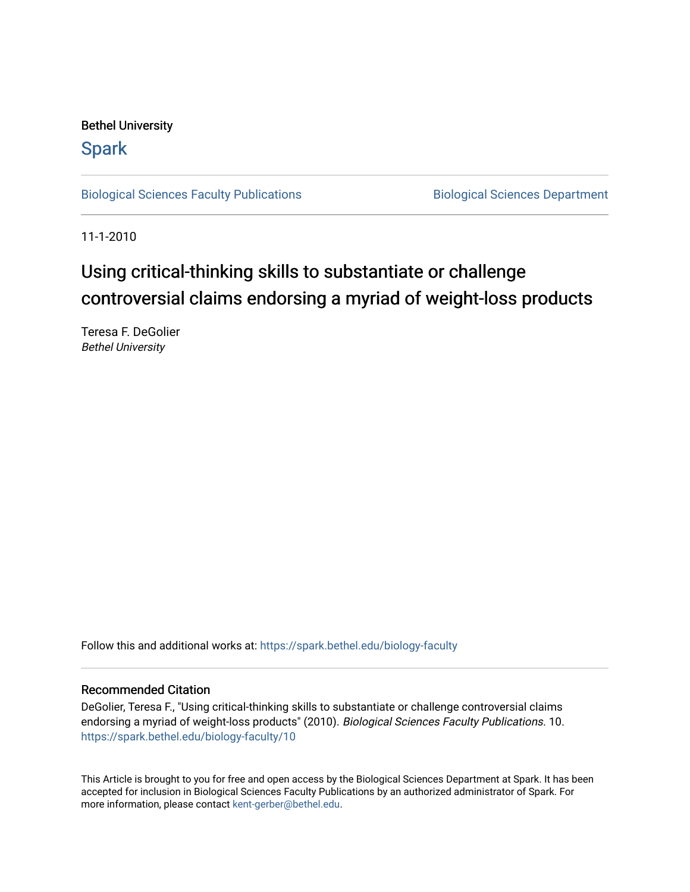Bethel University

Spark

Biological Sciences Faculty Publications

Biological Sciences Department

11-1-2010

# Using critical-thinking skills to substantiate or challenge controversial claims endorsing a myriad of weight-loss products

Teresa F. DeGolier
*Bethel University*

Follow this and additional works at: https://spark.bethel.edu/biology-faculty

## Recommended Citation

DeGolier, Teresa F., "Using critical-thinking skills to substantiate or challenge controversial claims endorsing a myriad of weight-loss products" (2010). *Biological Sciences Faculty Publications*. 10.
https://spark.bethel.edu/biology-faculty/10

This Article is brought to you for free and open access by the Biological Sciences Department at Spark. It has been accepted for inclusion in Biological Sciences Faculty Publications by an authorized administrator of Spark. For more information, please contact kent-gerber@bethel.edu.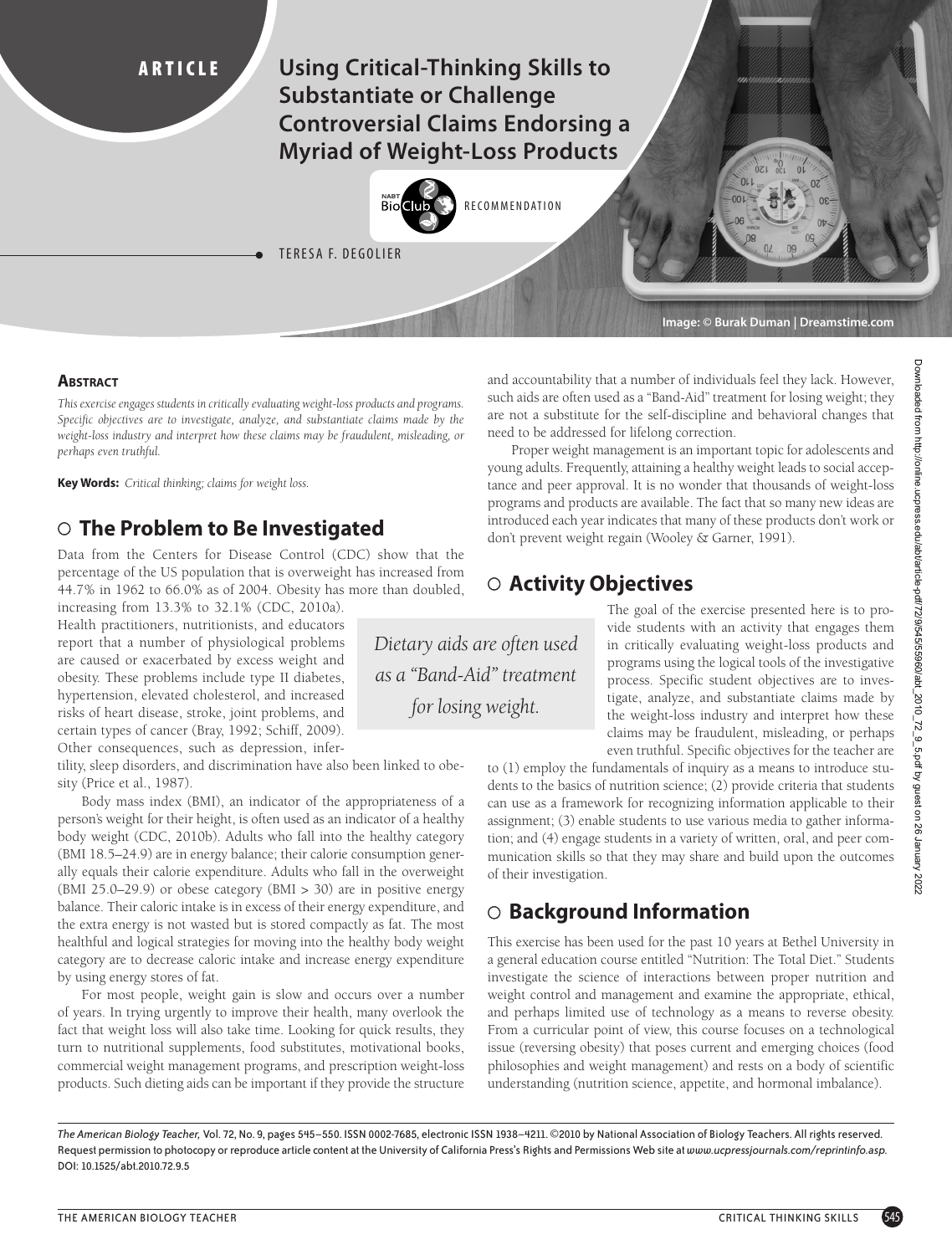ARTICLE

# Using Critical-Thinking Skills to Substantiate or Challenge Controversial Claims Endorsing a Myriad of Weight-Loss Products

RECOMMENDATION

TERESA F. DEGOLIER

Image: © Burak Duman | Dreamstime.com

## Abstract

*This exercise engages students in critically evaluating weight-loss products and programs. Specific objectives are to investigate, analyze, and substantiate claims made by the weight-loss industry and interpret how these claims may be fraudulent, misleading, or perhaps even truthful.*

**Key Words:** *Critical thinking; claims for weight loss.*

## The Problem to Be Investigated

Data from the Centers for Disease Control (CDC) show that the percentage of the US population that is overweight has increased from 44.7% in 1962 to 66.0% as of 2004. Obesity has more than doubled, increasing from 13.3% to 32.1% (CDC, 2010a). Health practitioners, nutritionists, and educators report that a number of physiological problems are caused or exacerbated by excess weight and obesity. These problems include type II diabetes, hypertension, elevated cholesterol, and increased risks of heart disease, stroke, joint problems, and certain types of cancer (Bray, 1992; Schiff, 2009). Other consequences, such as depression, infertility, sleep disorders, and discrimination have also been linked to obesity (Price et al., 1987).

Body mass index (BMI), an indicator of the appropriateness of a person's weight for their height, is often used as an indicator of a healthy body weight (CDC, 2010b). Adults who fall into the healthy category (BMI 18.5–24.9) are in energy balance; their calorie consumption generally equals their calorie expenditure. Adults who fall in the overweight (BMI 25.0–29.9) or obese category (BMI > 30) are in positive energy balance. Their caloric intake is in excess of their energy expenditure, and the extra energy is not wasted but is stored compactly as fat. The most healthful and logical strategies for moving into the healthy body weight category are to decrease caloric intake and increase energy expenditure by using energy stores of fat.

For most people, weight gain is slow and occurs over a number of years. In trying urgently to improve their health, many overlook the fact that weight loss will also take time. Looking for quick results, they turn to nutritional supplements, food substitutes, motivational books, commercial weight management programs, and prescription weight-loss products. Such dieting aids can be important if they provide the structure and accountability that a number of individuals feel they lack. However, such aids are often used as a "Band-Aid" treatment for losing weight; they are not a substitute for the self-discipline and behavioral changes that need to be addressed for lifelong correction.

> *Dietary aids are often used as a "Band-Aid" treatment for losing weight.*

Proper weight management is an important topic for adolescents and young adults. Frequently, attaining a healthy weight leads to social acceptance and peer approval. It is no wonder that thousands of weight-loss programs and products are available. The fact that so many new ideas are introduced each year indicates that many of these products don't work or don't prevent weight regain (Wooley & Garner, 1991).

## Activity Objectives

The goal of the exercise presented here is to provide students with an activity that engages them in critically evaluating weight-loss products and programs using the logical tools of the investigative process. Specific student objectives are to investigate, analyze, and substantiate claims made by the weight-loss industry and interpret how these claims may be fraudulent, misleading, or perhaps even truthful. Specific objectives for the teacher are to (1) employ the fundamentals of inquiry as a means to introduce students to the basics of nutrition science; (2) provide criteria that students can use as a framework for recognizing information applicable to their assignment; (3) enable students to use various media to gather information; and (4) engage students in a variety of written, oral, and peer communication skills so that they may share and build upon the outcomes of their investigation.

## Background Information

This exercise has been used for the past 10 years at Bethel University in a general education course entitled "Nutrition: The Total Diet." Students investigate the science of interactions between proper nutrition and weight control and management and examine the appropriate, ethical, and perhaps limited use of technology as a means to reverse obesity. From a curricular point of view, this course focuses on a technological issue (reversing obesity) that poses current and emerging choices (food philosophies and weight management) and rests on a body of scientific understanding (nutrition science, appetite, and hormonal imbalance).

*The American Biology Teacher*, Vol. 72, No. 9, pages 545–550. ISSN 0002-7685, electronic ISSN 1938–4211. ©2010 by National Association of Biology Teachers. All rights reserved. Request permission to photocopy or reproduce article content at the University of California Press's Rights and Permissions Web site at *www.ucpressjournals.com/reprintinfo.asp*. DOI: 10.1525/abt.2010.72.9.5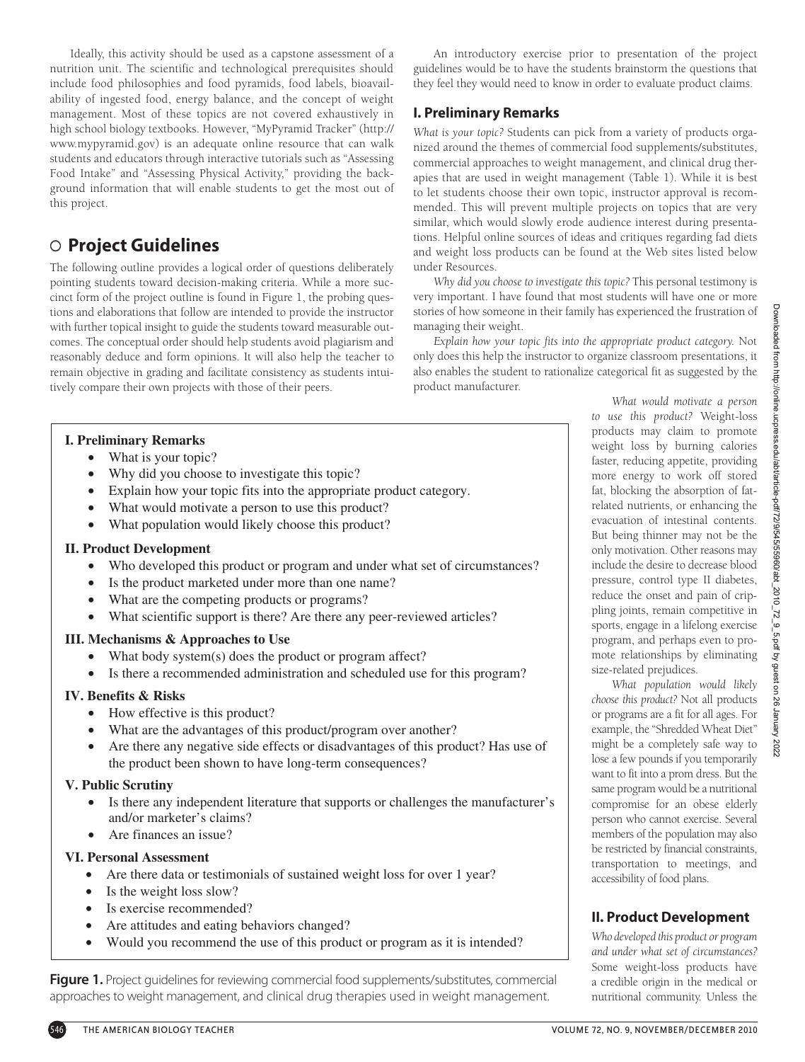Ideally, this activity should be used as a capstone assessment of a nutrition unit. The scientific and technological prerequisites should include food philosophies and food pyramids, food labels, bioavailability of ingested food, energy balance, and the concept of weight management. Most of these topics are not covered exhaustively in high school biology textbooks. However, "MyPyramid Tracker" (http://www.mypyramid.gov) is an adequate online resource that can walk students and educators through interactive tutorials such as "Assessing Food Intake" and "Assessing Physical Activity," providing the background information that will enable students to get the most out of this project.

## Project Guidelines

The following outline provides a logical order of questions deliberately pointing students toward decision-making criteria. While a more succinct form of the project outline is found in Figure 1, the probing questions and elaborations that follow are intended to provide the instructor with further topical insight to guide the students toward measurable outcomes. The conceptual order should help students avoid plagiarism and reasonably deduce and form opinions. It will also help the teacher to remain objective in grading and facilitate consistency as students intuitively compare their own projects with those of their peers.

**I. Preliminary Remarks**

- What is your topic?
- Why did you choose to investigate this topic?
- Explain how your topic fits into the appropriate product category.
- What would motivate a person to use this product?
- What population would likely choose this product?

**II. Product Development**

- Who developed this product or program and under what set of circumstances?
- Is the product marketed under more than one name?
- What are the competing products or programs?
- What scientific support is there? Are there any peer-reviewed articles?

**III. Mechanisms & Approaches to Use**

- What body system(s) does the product or program affect?
- Is there a recommended administration and scheduled use for this program?

**IV. Benefits & Risks**

- How effective is this product?
- What are the advantages of this product/program over another?
- Are there any negative side effects or disadvantages of this product? Has use of the product been shown to have long-term consequences?

**V. Public Scrutiny**

- Is there any independent literature that supports or challenges the manufacturer's and/or marketer's claims?
- Are finances an issue?

**VI. Personal Assessment**

- Are there data or testimonials of sustained weight loss for over 1 year?
- Is the weight loss slow?
- Is exercise recommended?
- Are attitudes and eating behaviors changed?
- Would you recommend the use of this product or program as it is intended?

**Figure 1.** Project guidelines for reviewing commercial food supplements/substitutes, commercial approaches to weight management, and clinical drug therapies used in weight management.

An introductory exercise prior to presentation of the project guidelines would be to have the students brainstorm the questions that they feel they would need to know in order to evaluate product claims.

### I. Preliminary Remarks

*What is your topic?* Students can pick from a variety of products organized around the themes of commercial food supplements/substitutes, commercial approaches to weight management, and clinical drug therapies that are used in weight management (Table 1). While it is best to let students choose their own topic, instructor approval is recommended. This will prevent multiple projects on topics that are very similar, which would slowly erode audience interest during presentations. Helpful online sources of ideas and critiques regarding fad diets and weight loss products can be found at the Web sites listed below under Resources.

*Why did you choose to investigate this topic?* This personal testimony is very important. I have found that most students will have one or more stories of how someone in their family has experienced the frustration of managing their weight.

*Explain how your topic fits into the appropriate product category.* Not only does this help the instructor to organize classroom presentations, it also enables the student to rationalize categorical fit as suggested by the product manufacturer.

*What would motivate a person to use this product?* Weight-loss products may claim to promote weight loss by burning calories faster, reducing appetite, providing more energy to work off stored fat, blocking the absorption of fat-related nutrients, or enhancing the evacuation of intestinal contents. But being thinner may not be the only motivation. Other reasons may include the desire to decrease blood pressure, control type II diabetes, reduce the onset and pain of crippling joints, remain competitive in sports, engage in a lifelong exercise program, and perhaps even to promote relationships by eliminating size-related prejudices.

*What population would likely choose this product?* Not all products or programs are a fit for all ages. For example, the "Shredded Wheat Diet" might be a completely safe way to lose a few pounds if you temporarily want to fit into a prom dress. But the same program would be a nutritional compromise for an obese elderly person who cannot exercise. Several members of the population may also be restricted by financial constraints, transportation to meetings, and accessibility of food plans.

### II. Product Development

*Who developed this product or program and under what set of circumstances?* Some weight-loss products have a credible origin in the medical or nutritional community. Unless the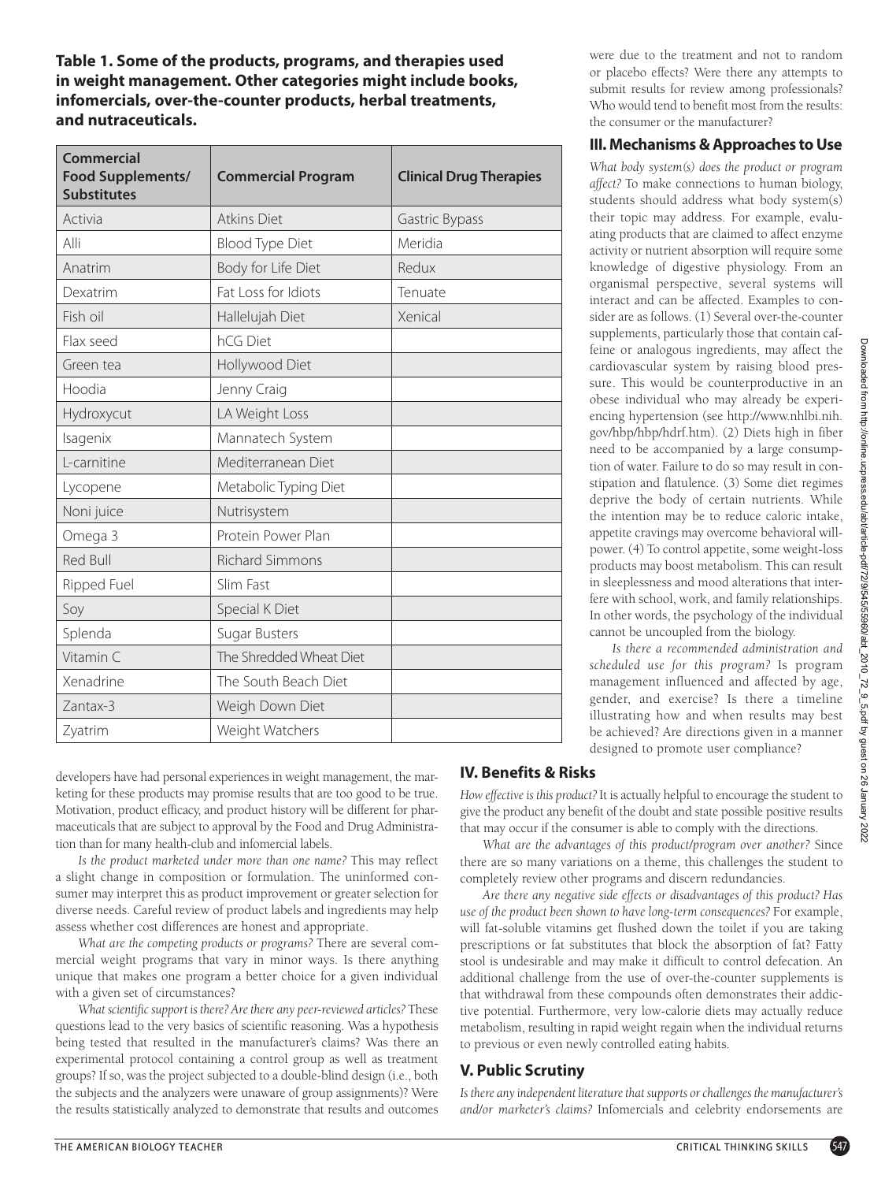**Table 1. Some of the products, programs, and therapies used in weight management. Other categories might include books, infomercials, over-the-counter products, herbal treatments, and nutraceuticals.**

| Commercial Food Supplements/ Substitutes | Commercial Program | Clinical Drug Therapies |
|---|---|---|
| Activia | Atkins Diet | Gastric Bypass |
| Alli | Blood Type Diet | Meridia |
| Anatrim | Body for Life Diet | Redux |
| Dexatrim | Fat Loss for Idiots | Tenuate |
| Fish oil | Hallelujah Diet | Xenical |
| Flax seed | hCG Diet | |
| Green tea | Hollywood Diet | |
| Hoodia | Jenny Craig | |
| Hydroxycut | LA Weight Loss | |
| Isagenix | Mannatech System | |
| L-carnitine | Mediterranean Diet | |
| Lycopene | Metabolic Typing Diet | |
| Noni juice | Nutrisystem | |
| Omega 3 | Protein Power Plan | |
| Red Bull | Richard Simmons | |
| Ripped Fuel | Slim Fast | |
| Soy | Special K Diet | |
| Splenda | Sugar Busters | |
| Vitamin C | The Shredded Wheat Diet | |
| Xenadrine | The South Beach Diet | |
| Zantax-3 | Weigh Down Diet | |
| Zyatrim | Weight Watchers | |

developers have had personal experiences in weight management, the marketing for these products may promise results that are too good to be true. Motivation, product efficacy, and product history will be different for pharmaceuticals that are subject to approval by the Food and Drug Administration than for many health-club and infomercial labels.

*Is the product marketed under more than one name?* This may reflect a slight change in composition or formulation. The uninformed consumer may interpret this as product improvement or greater selection for diverse needs. Careful review of product labels and ingredients may help assess whether cost differences are honest and appropriate.

*What are the competing products or programs?* There are several commercial weight programs that vary in minor ways. Is there anything unique that makes one program a better choice for a given individual with a given set of circumstances?

*What scientific support is there? Are there any peer-reviewed articles?* These questions lead to the very basics of scientific reasoning. Was a hypothesis being tested that resulted in the manufacturer's claims? Was there an experimental protocol containing a control group as well as treatment groups? If so, was the project subjected to a double-blind design (i.e., both the subjects and the analyzers were unaware of group assignments)? Were the results statistically analyzed to demonstrate that results and outcomes were due to the treatment and not to random or placebo effects? Were there any attempts to submit results for review among professionals? Who would tend to benefit most from the results: the consumer or the manufacturer?

## III. Mechanisms & Approaches to Use

*What body system(s) does the product or program affect?* To make connections to human biology, students should address what body system(s) their topic may address. For example, evaluating products that are claimed to affect enzyme activity or nutrient absorption will require some knowledge of digestive physiology. From an organismal perspective, several systems will interact and can be affected. Examples to consider are as follows. (1) Several over-the-counter supplements, particularly those that contain caffeine or analogous ingredients, may affect the cardiovascular system by raising blood pressure. This would be counterproductive in an obese individual who may already be experiencing hypertension (see http://www.nhlbi.nih.gov/hbp/hbp/hdrf.htm). (2) Diets high in fiber need to be accompanied by a large consumption of water. Failure to do so may result in constipation and flatulence. (3) Some diet regimes deprive the body of certain nutrients. While the intention may be to reduce caloric intake, appetite cravings may overcome behavioral willpower. (4) To control appetite, some weight-loss products may boost metabolism. This can result in sleeplessness and mood alterations that interfere with school, work, and family relationships. In other words, the psychology of the individual cannot be uncoupled from the biology.

*Is there a recommended administration and scheduled use for this program?* Is program management influenced and affected by age, gender, and exercise? Is there a timeline illustrating how and when results may best be achieved? Are directions given in a manner designed to promote user compliance?

## IV. Benefits & Risks

*How effective is this product?* It is actually helpful to encourage the student to give the product any benefit of the doubt and state possible positive results that may occur if the consumer is able to comply with the directions.

*What are the advantages of this product/program over another?* Since there are so many variations on a theme, this challenges the student to completely review other programs and discern redundancies.

*Are there any negative side effects or disadvantages of this product? Has use of the product been shown to have long-term consequences?* For example, will fat-soluble vitamins get flushed down the toilet if you are taking prescriptions or fat substitutes that block the absorption of fat? Fatty stool is undesirable and may make it difficult to control defecation. An additional challenge from the use of over-the-counter supplements is that withdrawal from these compounds often demonstrates their addictive potential. Furthermore, very low-calorie diets may actually reduce metabolism, resulting in rapid weight regain when the individual returns to previous or even newly controlled eating habits.

## V. Public Scrutiny

*Is there any independent literature that supports or challenges the manufacturer's and/or marketer's claims?* Infomercials and celebrity endorsements are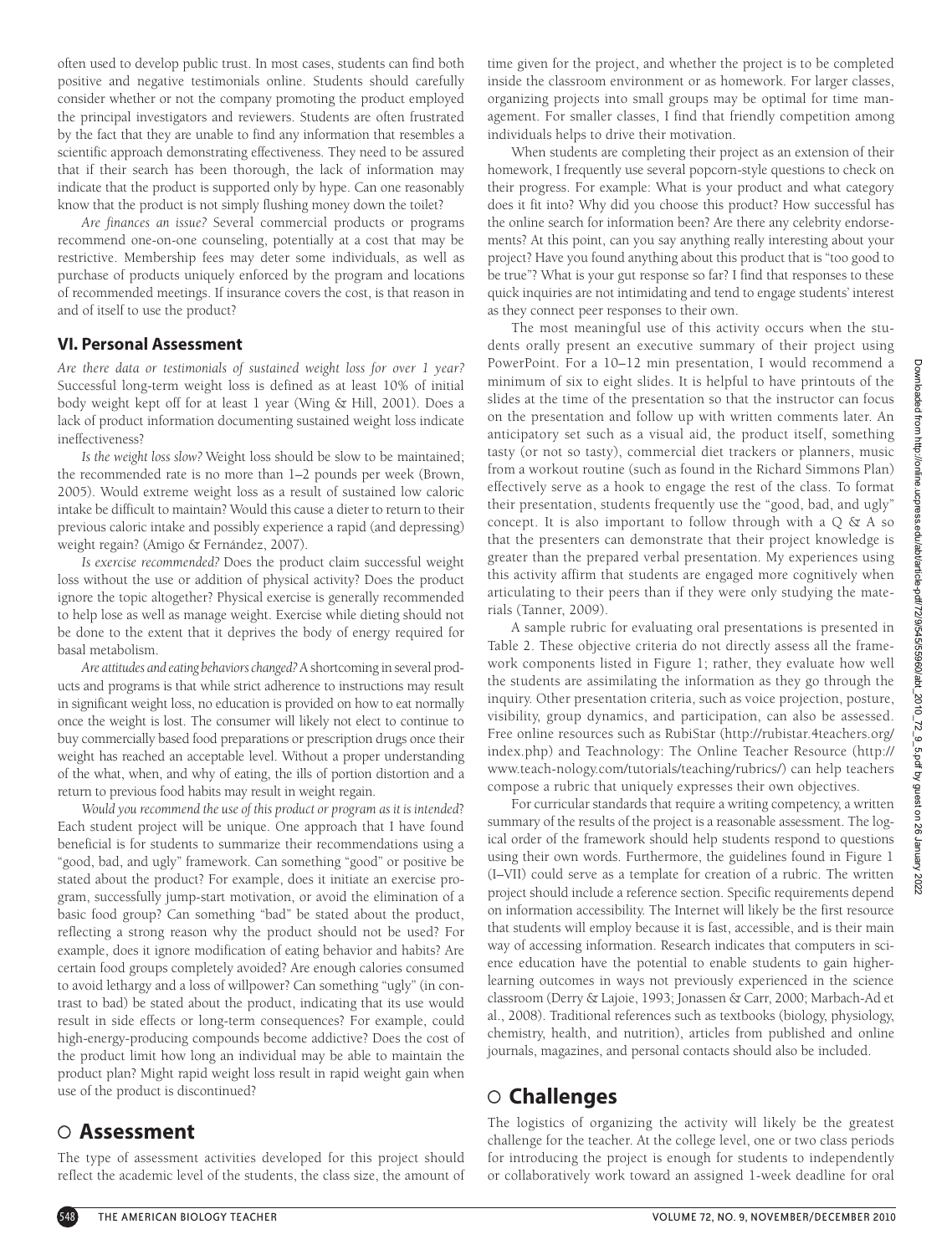often used to develop public trust. In most cases, students can find both positive and negative testimonials online. Students should carefully consider whether or not the company promoting the product employed the principal investigators and reviewers. Students are often frustrated by the fact that they are unable to find any information that resembles a scientific approach demonstrating effectiveness. They need to be assured that if their search has been thorough, the lack of information may indicate that the product is supported only by hype. Can one reasonably know that the product is not simply flushing money down the toilet?

*Are finances an issue?* Several commercial products or programs recommend one-on-one counseling, potentially at a cost that may be restrictive. Membership fees may deter some individuals, as well as purchase of products uniquely enforced by the program and locations of recommended meetings. If insurance covers the cost, is that reason in and of itself to use the product?

### VI. Personal Assessment

*Are there data or testimonials of sustained weight loss for over 1 year?* Successful long-term weight loss is defined as at least 10% of initial body weight kept off for at least 1 year (Wing & Hill, 2001). Does a lack of product information documenting sustained weight loss indicate ineffectiveness?

*Is the weight loss slow?* Weight loss should be slow to be maintained; the recommended rate is no more than 1–2 pounds per week (Brown, 2005). Would extreme weight loss as a result of sustained low caloric intake be difficult to maintain? Would this cause a dieter to return to their previous caloric intake and possibly experience a rapid (and depressing) weight regain? (Amigo & Fernández, 2007).

*Is exercise recommended?* Does the product claim successful weight loss without the use or addition of physical activity? Does the product ignore the topic altogether? Physical exercise is generally recommended to help lose as well as manage weight. Exercise while dieting should not be done to the extent that it deprives the body of energy required for basal metabolism.

*Are attitudes and eating behaviors changed?* A shortcoming in several products and programs is that while strict adherence to instructions may result in significant weight loss, no education is provided on how to eat normally once the weight is lost. The consumer will likely not elect to continue to buy commercially based food preparations or prescription drugs once their weight has reached an acceptable level. Without a proper understanding of the what, when, and why of eating, the ills of portion distortion and a return to previous food habits may result in weight regain.

*Would you recommend the use of this product or program as it is intended?* Each student project will be unique. One approach that I have found beneficial is for students to summarize their recommendations using a "good, bad, and ugly" framework. Can something "good" or positive be stated about the product? For example, does it initiate an exercise program, successfully jump-start motivation, or avoid the elimination of a basic food group? Can something "bad" be stated about the product, reflecting a strong reason why the product should not be used? For example, does it ignore modification of eating behavior and habits? Are certain food groups completely avoided? Are enough calories consumed to avoid lethargy and a loss of willpower? Can something "ugly" (in contrast to bad) be stated about the product, indicating that its use would result in side effects or long-term consequences? For example, could high-energy-producing compounds become addictive? Does the cost of the product limit how long an individual may be able to maintain the product plan? Might rapid weight loss result in rapid weight gain when use of the product is discontinued?

## Assessment

The type of assessment activities developed for this project should reflect the academic level of the students, the class size, the amount of time given for the project, and whether the project is to be completed inside the classroom environment or as homework. For larger classes, organizing projects into small groups may be optimal for time management. For smaller classes, I find that friendly competition among individuals helps to drive their motivation.

When students are completing their project as an extension of their homework, I frequently use several popcorn-style questions to check on their progress. For example: What is your product and what category does it fit into? Why did you choose this product? How successful has the online search for information been? Are there any celebrity endorsements? At this point, can you say anything really interesting about your project? Have you found anything about this product that is "too good to be true"? What is your gut response so far? I find that responses to these quick inquiries are not intimidating and tend to engage students' interest as they connect peer responses to their own.

The most meaningful use of this activity occurs when the students orally present an executive summary of their project using PowerPoint. For a 10–12 min presentation, I would recommend a minimum of six to eight slides. It is helpful to have printouts of the slides at the time of the presentation so that the instructor can focus on the presentation and follow up with written comments later. An anticipatory set such as a visual aid, the product itself, something tasty (or not so tasty), commercial diet trackers or planners, music from a workout routine (such as found in the Richard Simmons Plan) effectively serve as a hook to engage the rest of the class. To format their presentation, students frequently use the "good, bad, and ugly" concept. It is also important to follow through with a Q & A so that the presenters can demonstrate that their project knowledge is greater than the prepared verbal presentation. My experiences using this activity affirm that students are engaged more cognitively when articulating to their peers than if they were only studying the materials (Tanner, 2009).

A sample rubric for evaluating oral presentations is presented in Table 2. These objective criteria do not directly assess all the framework components listed in Figure 1; rather, they evaluate how well the students are assimilating the information as they go through the inquiry. Other presentation criteria, such as voice projection, posture, visibility, group dynamics, and participation, can also be assessed. Free online resources such as RubiStar (http://rubistar.4teachers.org/index.php) and Teachnology: The Online Teacher Resource (http://www.teach-nology.com/tutorials/teaching/rubrics/) can help teachers compose a rubric that uniquely expresses their own objectives.

For curricular standards that require a writing competency, a written summary of the results of the project is a reasonable assessment. The logical order of the framework should help students respond to questions using their own words. Furthermore, the guidelines found in Figure 1 (I–VII) could serve as a template for creation of a rubric. The written project should include a reference section. Specific requirements depend on information accessibility. The Internet will likely be the first resource that students will employ because it is fast, accessible, and is their main way of accessing information. Research indicates that computers in science education have the potential to enable students to gain higher-learning outcomes in ways not previously experienced in the science classroom (Derry & Lajoie, 1993; Jonassen & Carr, 2000; Marbach-Ad et al., 2008). Traditional references such as textbooks (biology, physiology, chemistry, health, and nutrition), articles from published and online journals, magazines, and personal contacts should also be included.

## Challenges

The logistics of organizing the activity will likely be the greatest challenge for the teacher. At the college level, one or two class periods for introducing the project is enough for students to independently or collaboratively work toward an assigned 1-week deadline for oral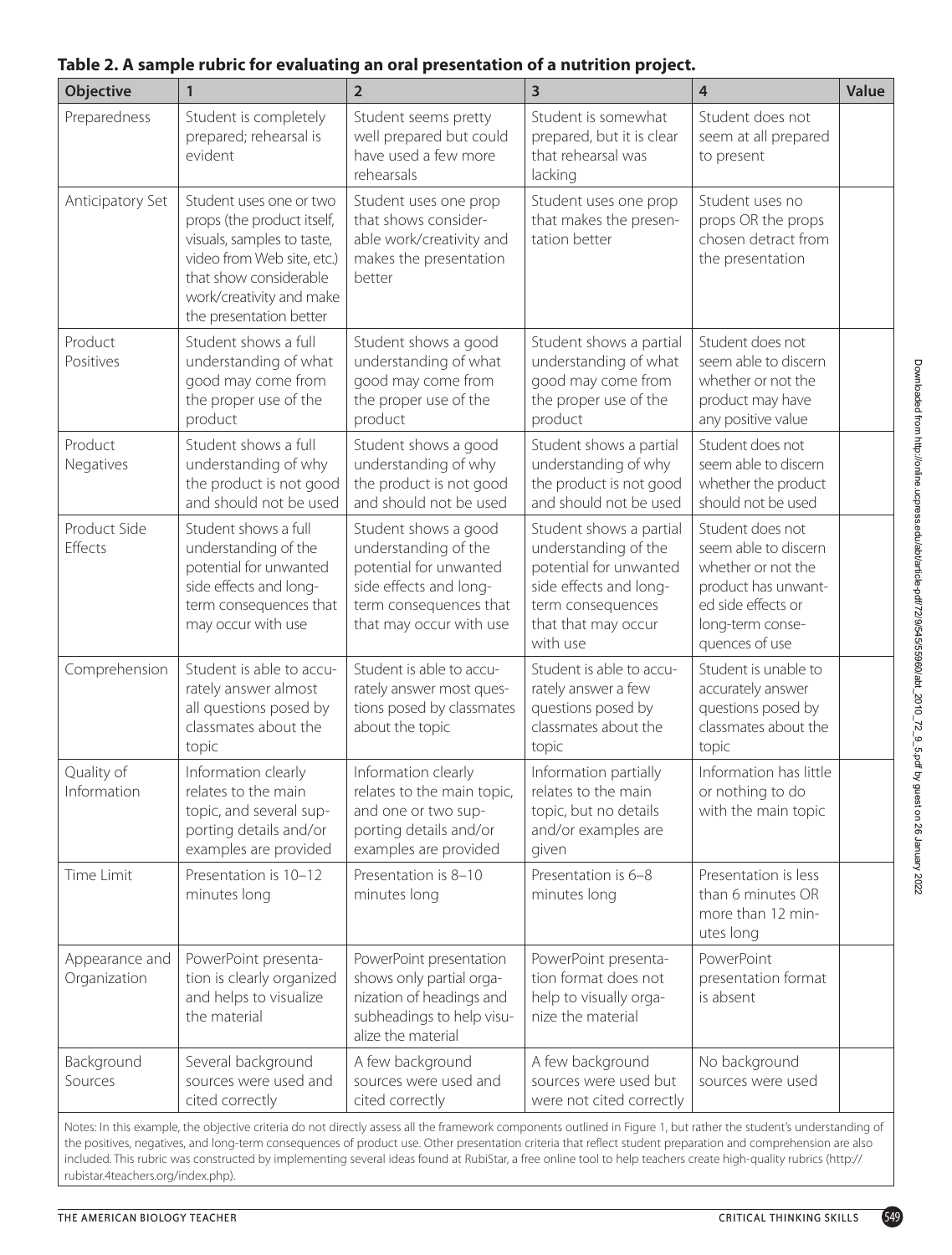**Table 2. A sample rubric for evaluating an oral presentation of a nutrition project.**

| Objective | 1 | 2 | 3 | 4 | Value |
|---|---|---|---|---|---|
| Preparedness | Student is completely prepared; rehearsal is evident | Student seems pretty well prepared but could have used a few more rehearsals | Student is somewhat prepared, but it is clear that rehearsal was lacking | Student does not seem at all prepared to present | |
| Anticipatory Set | Student uses one or two props (the product itself, visuals, samples to taste, video from Web site, etc.) that show considerable work/creativity and make the presentation better | Student uses one prop that shows considerable work/creativity and makes the presentation better | Student uses one prop that makes the presentation better | Student uses no props OR the props chosen detract from the presentation | |
| Product Positives | Student shows a full understanding of what good may come from the proper use of the product | Student shows a good understanding of what good may come from the proper use of the product | Student shows a partial understanding of what good may come from the proper use of the product | Student does not seem able to discern whether or not the product may have any positive value | |
| Product Negatives | Student shows a full understanding of why the product is not good and should not be used | Student shows a good understanding of why the product is not good and should not be used | Student shows a partial understanding of why the product is not good and should not be used | Student does not seem able to discern whether the product should not be used | |
| Product Side Effects | Student shows a full understanding of the potential for unwanted side effects and long-term consequences that may occur with use | Student shows a good understanding of the potential for unwanted side effects and long-term consequences that that may occur with use | Student shows a partial understanding of the potential for unwanted side effects and long-term consequences that that may occur with use | Student does not seem able to discern whether or not the product has unwanted side effects or long-term consequences of use | |
| Comprehension | Student is able to accurately answer almost all questions posed by classmates about the topic | Student is able to accurately answer most questions posed by classmates about the topic | Student is able to accurately answer a few questions posed by classmates about the topic | Student is unable to accurately answer questions posed by classmates about the topic | |
| Quality of Information | Information clearly relates to the main topic, and several supporting details and/or examples are provided | Information clearly relates to the main topic, and one or two supporting details and/or examples are provided | Information partially relates to the main topic, but no details and/or examples are given | Information has little or nothing to do with the main topic | |
| Time Limit | Presentation is 10–12 minutes long | Presentation is 8–10 minutes long | Presentation is 6–8 minutes long | Presentation is less than 6 minutes OR more than 12 minutes long | |
| Appearance and Organization | PowerPoint presentation is clearly organized and helps to visualize the material | PowerPoint presentation shows only partial organization of headings and subheadings to help visualize the material | PowerPoint presentation format does not help to visually organize the material | PowerPoint presentation format is absent | |
| Background Sources | Several background sources were used and cited correctly | A few background sources were used and cited correctly | A few background sources were used but were not cited correctly | No background sources were used | |

Notes: In this example, the objective criteria do not directly assess all the framework components outlined in Figure 1, but rather the student's understanding of the positives, negatives, and long-term consequences of product use. Other presentation criteria that reflect student preparation and comprehension are also included. This rubric was constructed by implementing several ideas found at RubiStar, a free online tool to help teachers create high-quality rubrics (http://rubistar.4teachers.org/index.php).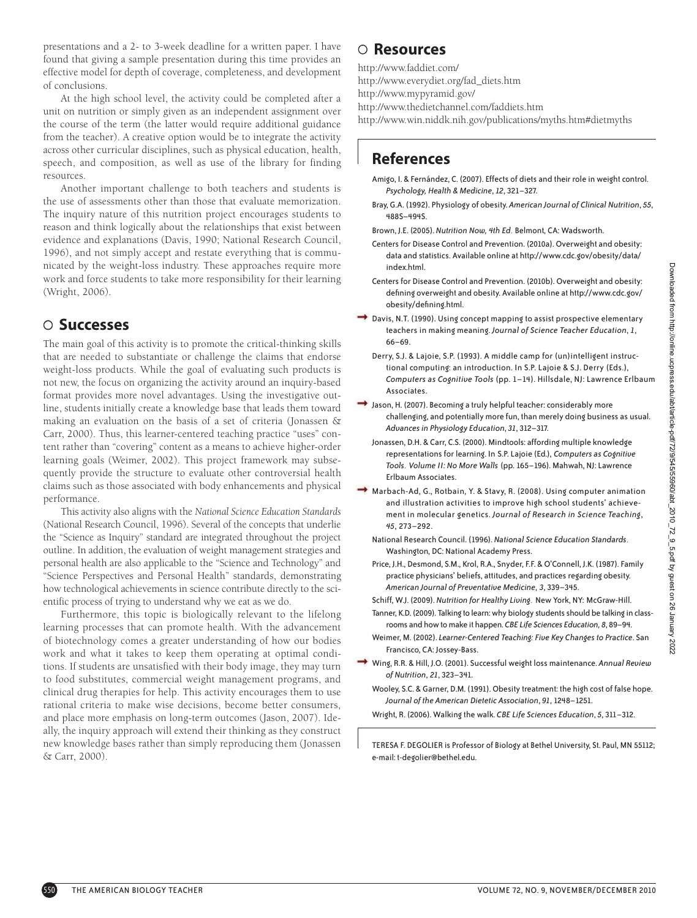presentations and a 2- to 3-week deadline for a written paper. I have found that giving a sample presentation during this time provides an effective model for depth of coverage, completeness, and development of conclusions.

At the high school level, the activity could be completed after a unit on nutrition or simply given as an independent assignment over the course of the term (the latter would require additional guidance from the teacher). A creative option would be to integrate the activity across other curricular disciplines, such as physical education, health, speech, and composition, as well as use of the library for finding resources.

Another important challenge to both teachers and students is the use of assessments other than those that evaluate memorization. The inquiry nature of this nutrition project encourages students to reason and think logically about the relationships that exist between evidence and explanations (Davis, 1990; National Research Council, 1996), and not simply accept and restate everything that is communicated by the weight-loss industry. These approaches require more work and force students to take more responsibility for their learning (Wright, 2006).

## ○ Successes

The main goal of this activity is to promote the critical-thinking skills that are needed to substantiate or challenge the claims that endorse weight-loss products. While the goal of evaluating such products is not new, the focus on organizing the activity around an inquiry-based format provides more novel advantages. Using the investigative outline, students initially create a knowledge base that leads them toward making an evaluation on the basis of a set of criteria (Jonassen & Carr, 2000). Thus, this learner-centered teaching practice "uses" content rather than "covering" content as a means to achieve higher-order learning goals (Weimer, 2002). This project framework may subsequently provide the structure to evaluate other controversial health claims such as those associated with body enhancements and physical performance.

This activity also aligns with the *National Science Education Standards* (National Research Council, 1996). Several of the concepts that underlie the "Science as Inquiry" standard are integrated throughout the project outline. In addition, the evaluation of weight management strategies and personal health are also applicable to the "Science and Technology" and "Science Perspectives and Personal Health" standards, demonstrating how technological achievements in science contribute directly to the scientific process of trying to understand why we eat as we do.

Furthermore, this topic is biologically relevant to the lifelong learning processes that can promote health. With the advancement of biotechnology comes a greater understanding of how our bodies work and what it takes to keep them operating at optimal conditions. If students are unsatisfied with their body image, they may turn to food substitutes, commercial weight management programs, and clinical drug therapies for help. This activity encourages them to use rational criteria to make wise decisions, become better consumers, and place more emphasis on long-term outcomes (Jason, 2007). Ideally, the inquiry approach will extend their thinking as they construct new knowledge bases rather than simply reproducing them (Jonassen & Carr, 2000).

## ○ Resources

http://www.faddiet.com/
http://www.everydiet.org/fad_diets.htm
http://www.mypyramid.gov/
http://www.thedietchannel.com/faddiets.htm
http://www.win.niddk.nih.gov/publications/myths.htm#dietmyths

## References

Amigo, I. & Fernández, C. (2007). Effects of diets and their role in weight control. *Psychology, Health & Medicine*, *12*, 321–327.

Bray, G.A. (1992). Physiology of obesity. *American Journal of Clinical Nutrition*, *55*, 488S–494S.

Brown, J.E. (2005). *Nutrition Now, 4th Ed.* Belmont, CA: Wadsworth.

Centers for Disease Control and Prevention. (2010a). Overweight and obesity: data and statistics. Available online at http://www.cdc.gov/obesity/data/index.html.

Centers for Disease Control and Prevention. (2010b). Overweight and obesity: defining overweight and obesity. Available online at http://www.cdc.gov/obesity/defining.html.

Davis, N.T. (1990). Using concept mapping to assist prospective elementary teachers in making meaning. *Journal of Science Teacher Education*, *1*, 66–69.

Derry, S.J. & Lajoie, S.P. (1993). A middle camp for (un)intelligent instructional computing: an introduction. In S.P. Lajoie & S.J. Derry (Eds.), *Computers as Cognitive Tools* (pp. 1–14). Hillsdale, NJ: Lawrence Erlbaum Associates.

Jason, H. (2007). Becoming a truly helpful teacher: considerably more challenging, and potentially more fun, than merely doing business as usual. *Advances in Physiology Education*, *31*, 312–317.

Jonassen, D.H. & Carr, C.S. (2000). Mindtools: affording multiple knowledge representations for learning. In S.P. Lajoie (Ed.), *Computers as Cognitive Tools. Volume II: No More Walls* (pp. 165–196). Mahwah, NJ: Lawrence Erlbaum Associates.

Marbach-Ad, G., Rotbain, Y. & Stavy, R. (2008). Using computer animation and illustration activities to improve high school students' achievement in molecular genetics. *Journal of Research in Science Teaching*, *45*, 273–292.

National Research Council. (1996). *National Science Education Standards*. Washington, DC: National Academy Press.

Price, J.H., Desmond, S.M., Krol, R.A., Snyder, F.F. & O'Connell, J.K. (1987). Family practice physicians' beliefs, attitudes, and practices regarding obesity. *American Journal of Preventative Medicine*, *3*, 339–345.

Schiff, W.J. (2009). *Nutrition for Healthy Living*. New York, NY: McGraw-Hill.

Tanner, K.D. (2009). Talking to learn: why biology students should be talking in classrooms and how to make it happen. *CBE Life Sciences Education, 8*, 89–94.

Weimer, M. (2002). *Learner-Centered Teaching: Five Key Changes to Practice*. San Francisco, CA: Jossey-Bass.

Wing, R.R. & Hill, J.O. (2001). Successful weight loss maintenance. *Annual Review of Nutrition*, *21*, 323–341.

Wooley, S.C. & Garner, D.M. (1991). Obesity treatment: the high cost of false hope. *Journal of the American Dietetic Association*, *91*, 1248–1251.

Wright, R. (2006). Walking the walk. *CBE Life Sciences Education*, *5*, 311–312.

TERESA F. DEGOLIER is Professor of Biology at Bethel University, St. Paul, MN 55112; e-mail: t-degolier@bethel.edu.